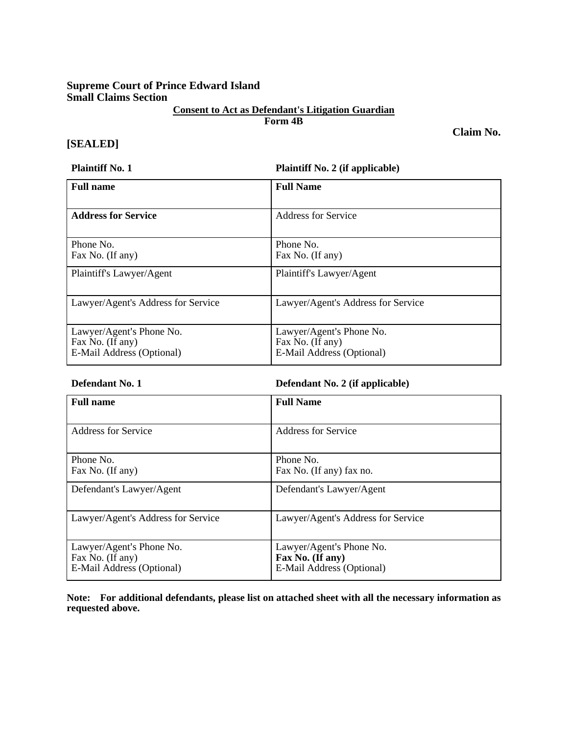**Supreme Court of Prince Edward Island**
**Small Claims Section**

**Consent to Act as Defendant's Litigation Guardian**
**Form 4B**

**Claim No.**

**[SEALED]**

| **Plaintiff No. 1** | **Plaintiff No. 2 (if applicable)** |
|---|---|
| **Full name** | **Full Name** |
| **Address for Service** | Address for Service |
| Phone No.<br>Fax No. (If any) | Phone No.<br>Fax No. (If any) |
| Plaintiff's Lawyer/Agent | Plaintiff's Lawyer/Agent |
| Lawyer/Agent's Address for Service | Lawyer/Agent's Address for Service |
| Lawyer/Agent's Phone No.<br>Fax No. (If any)<br>E-Mail Address (Optional) | Lawyer/Agent's Phone No.<br>Fax No. (If any)<br>E-Mail Address (Optional) |

| **Defendant No. 1** | **Defendant No. 2 (if applicable)** |
|---|---|
| **Full name** | **Full Name** |
| Address for Service | Address for Service |
| Phone No.<br>Fax No. (If any) | Phone No.<br>Fax No. (If any) fax no. |
| Defendant's Lawyer/Agent | Defendant's Lawyer/Agent |
| Lawyer/Agent's Address for Service | Lawyer/Agent's Address for Service |
| Lawyer/Agent's Phone No.<br>Fax No. (If any)<br>E-Mail Address (Optional) | Lawyer/Agent's Phone No.<br>**Fax No. (If any)**<br>E-Mail Address (Optional) |

**Note: For additional defendants, please list on attached sheet with all the necessary information as requested above.**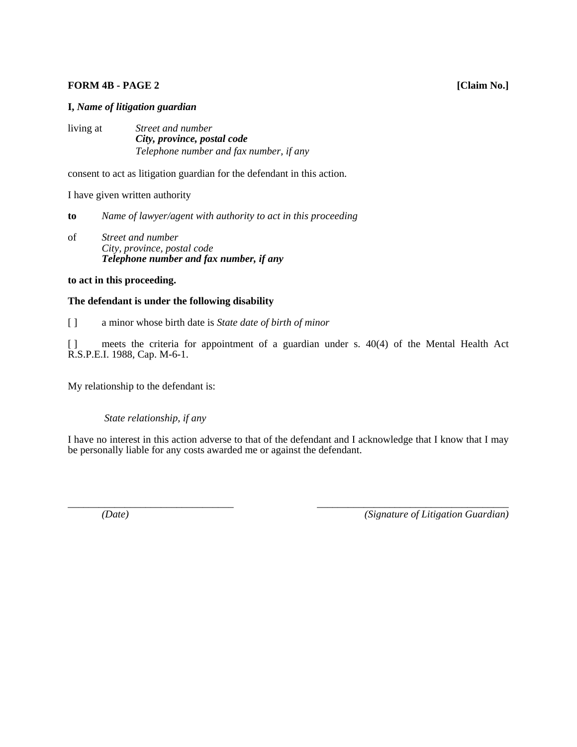**FORM 4B - PAGE 2** **[Claim No.]**

**I,** ***Name of litigation guardian***

living at *Street and number*
***City, province, postal code***
*Telephone number and fax number, if any*

consent to act as litigation guardian for the defendant in this action.

I have given written authority

**to** *Name of lawyer/agent with authority to act in this proceeding*

of *Street and number*
*City, province, postal code*
***Telephone number and fax number, if any***

**to act in this proceeding.**

**The defendant is under the following disability**

[ ] a minor whose birth date is *State date of birth of minor*

[ ] meets the criteria for appointment of a guardian under s. 40(4) of the Mental Health Act R.S.P.E.I. 1988, Cap. M-6-1.

My relationship to the defendant is:

*State relationship, if any*

I have no interest in this action adverse to that of the defendant and I acknowledge that I know that I may be personally liable for any costs awarded me or against the defendant.

________________________________ ______________________________________
*(Date)* *(Signature of Litigation Guardian)*